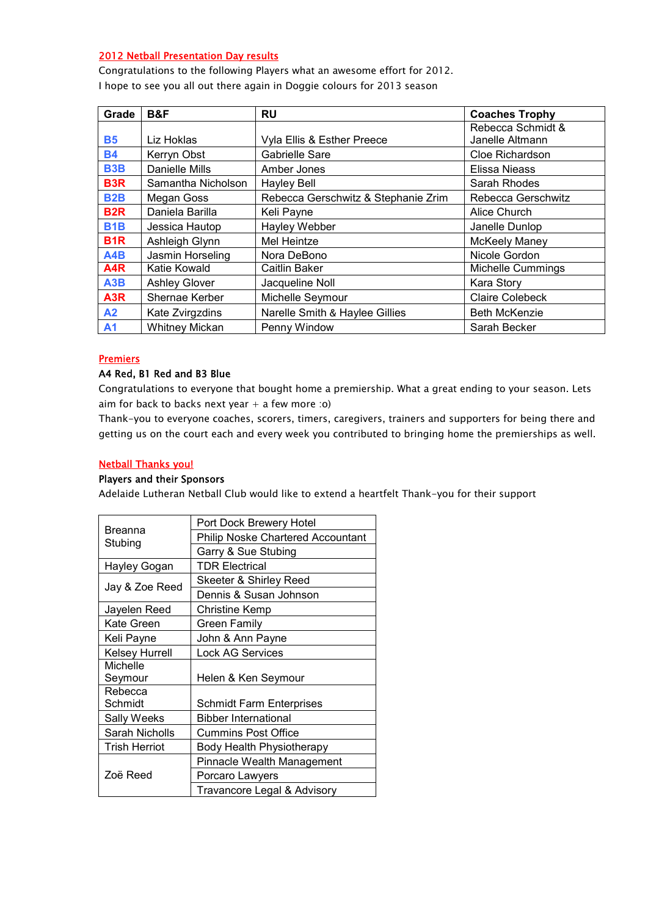## 2012 Netball Presentation Day results

Congratulations to the following Players what an awesome effort for 2012.
I hope to see you all out there again in Doggie colours for 2013 season

| Grade | B&F | RU | Coaches Trophy |
|---|---|---|---|
| B5 | Liz Hoklas | Vyla Ellis & Esther Preece | Rebecca Schmidt & Janelle Altmann |
| B4 | Kerryn Obst | Gabrielle Sare | Cloe Richardson |
| B3B | Danielle Mills | Amber Jones | Elissa Nieass |
| B3R | Samantha Nicholson | Hayley Bell | Sarah Rhodes |
| B2B | Megan Goss | Rebecca Gerschwitz & Stephanie Zrim | Rebecca Gerschwitz |
| B2R | Daniela Barilla | Keli Payne | Alice Church |
| B1B | Jessica Hautop | Hayley Webber | Janelle Dunlop |
| B1R | Ashleigh Glynn | Mel Heintze | McKeely Maney |
| A4B | Jasmin Horseling | Nora DeBono | Nicole Gordon |
| A4R | Katie Kowald | Caitlin Baker | Michelle Cummings |
| A3B | Ashley Glover | Jacqueline Noll | Kara Story |
| A3R | Shernae Kerber | Michelle Seymour | Claire Colebeck |
| A2 | Kate Zvirgzdins | Narelle Smith & Haylee Gillies | Beth McKenzie |
| A1 | Whitney Mickan | Penny Window | Sarah Becker |

## Premiers

**A4 Red, B1 Red and B3 Blue**

Congratulations to everyone that bought home a premiership. What a great ending to your season. Lets aim for back to backs next year + a few more :o)

Thank-you to everyone coaches, scorers, timers, caregivers, trainers and supporters for being there and getting us on the court each and every week you contributed to bringing home the premierships as well.

## Netball Thanks you!

**Players and their Sponsors**

Adelaide Lutheran Netball Club would like to extend a heartfelt Thank-you for their support

| Player | Sponsor |
|---|---|
| Breanna Stubing | Port Dock Brewery Hotel |
| | Philip Noske Chartered Accountant |
| | Garry & Sue Stubing |
| Hayley Gogan | TDR Electrical |
| Jay & Zoe Reed | Skeeter & Shirley Reed |
| | Dennis & Susan Johnson |
| Jayelen Reed | Christine Kemp |
| Kate Green | Green Family |
| Keli Payne | John & Ann Payne |
| Kelsey Hurrell | Lock AG Services |
| Michelle Seymour | Helen & Ken Seymour |
| Rebecca Schmidt | Schmidt Farm Enterprises |
| Sally Weeks | Bibber International |
| Sarah Nicholls | Cummins Post Office |
| Trish Herriot | Body Health Physiotherapy |
| Zoë Reed | Pinnacle Wealth Management |
| | Porcaro Lawyers |
| | Travancore Legal & Advisory |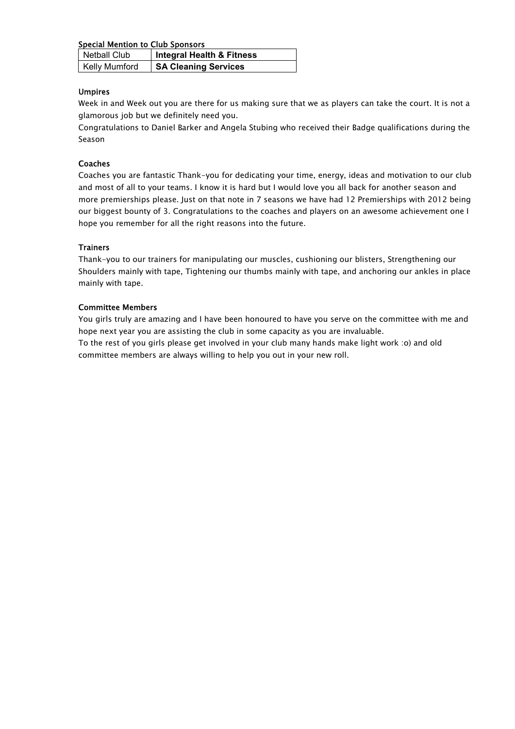**Special Mention to Club Sponsors**

| | |
|---|---|
| Netball Club | **Integral Health & Fitness** |
| Kelly Mumford | **SA Cleaning Services** |

**Umpires**

Week in and Week out you are there for us making sure that we as players can take the court. It is not a glamorous job but we definitely need you.

Congratulations to Daniel Barker and Angela Stubing who received their Badge qualifications during the Season

**Coaches**

Coaches you are fantastic Thank-you for dedicating your time, energy, ideas and motivation to our club and most of all to your teams. I know it is hard but I would love you all back for another season and more premierships please. Just on that note in 7 seasons we have had 12 Premierships with 2012 being our biggest bounty of 3. Congratulations to the coaches and players on an awesome achievement one I hope you remember for all the right reasons into the future.

**Trainers**

Thank-you to our trainers for manipulating our muscles, cushioning our blisters, Strengthening our Shoulders mainly with tape, Tightening our thumbs mainly with tape, and anchoring our ankles in place mainly with tape.

**Committee Members**

You girls truly are amazing and I have been honoured to have you serve on the committee with me and hope next year you are assisting the club in some capacity as you are invaluable.

To the rest of you girls please get involved in your club many hands make light work :o) and old committee members are always willing to help you out in your new roll.